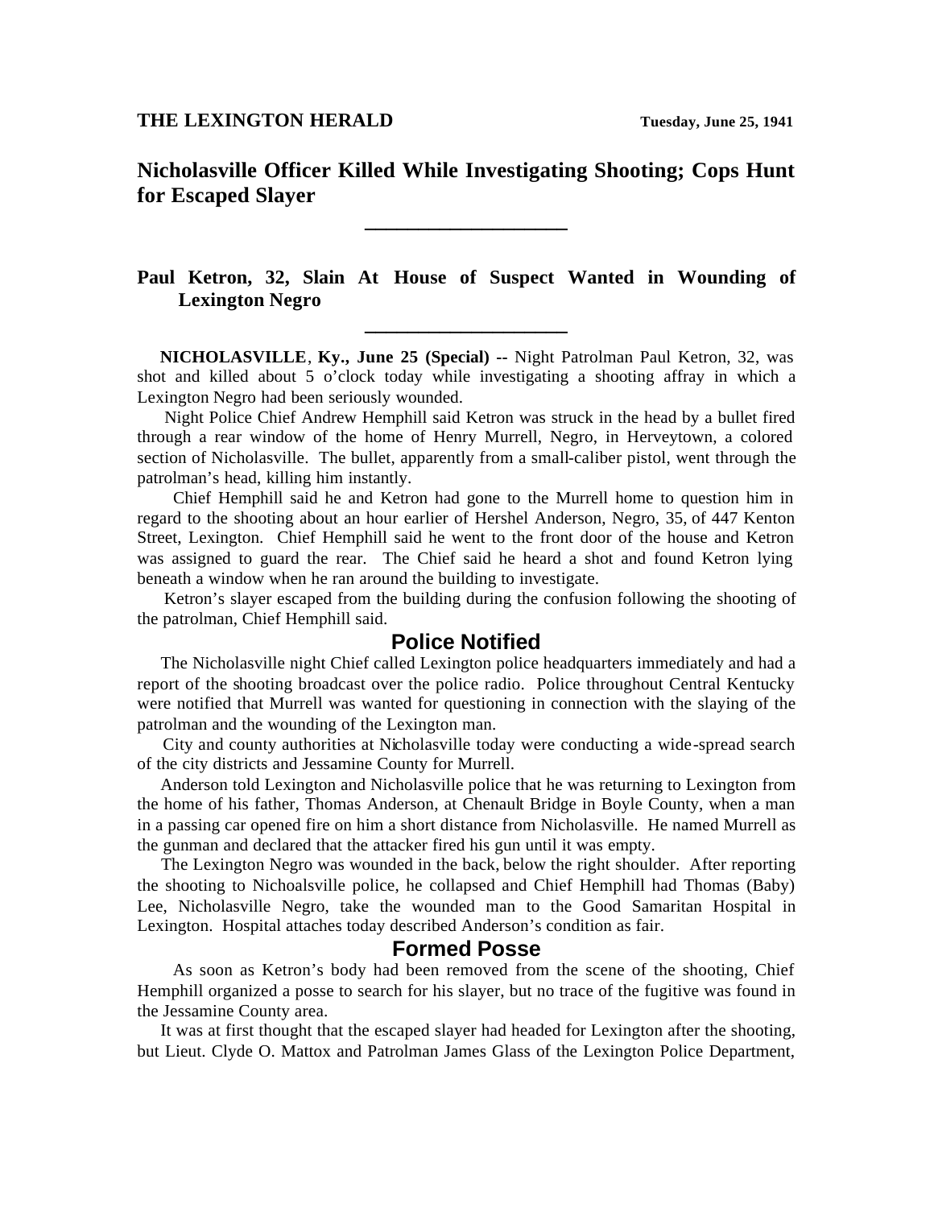**THE LEXINGTON HERALD** **Tuesday, June 25, 1941**

# Nicholasville Officer Killed While Investigating Shooting; Cops Hunt for Escaped Slayer

## Paul Ketron, 32, Slain At House of Suspect Wanted in Wounding of Lexington Negro

**NICHOLASVILLE, Ky., June 25 (Special)** -- Night Patrolman Paul Ketron, 32, was shot and killed about 5 o'clock today while investigating a shooting affray in which a Lexington Negro had been seriously wounded.

Night Police Chief Andrew Hemphill said Ketron was struck in the head by a bullet fired through a rear window of the home of Henry Murrell, Negro, in Herveytown, a colored section of Nicholasville. The bullet, apparently from a small-caliber pistol, went through the patrolman's head, killing him instantly.

Chief Hemphill said he and Ketron had gone to the Murrell home to question him in regard to the shooting about an hour earlier of Hershel Anderson, Negro, 35, of 447 Kenton Street, Lexington. Chief Hemphill said he went to the front door of the house and Ketron was assigned to guard the rear. The Chief said he heard a shot and found Ketron lying beneath a window when he ran around the building to investigate.

Ketron's slayer escaped from the building during the confusion following the shooting of the patrolman, Chief Hemphill said.

### Police Notified

The Nicholasville night Chief called Lexington police headquarters immediately and had a report of the shooting broadcast over the police radio. Police throughout Central Kentucky were notified that Murrell was wanted for questioning in connection with the slaying of the patrolman and the wounding of the Lexington man.

City and county authorities at Nicholasville today were conducting a wide-spread search of the city districts and Jessamine County for Murrell.

Anderson told Lexington and Nicholasville police that he was returning to Lexington from the home of his father, Thomas Anderson, at Chenault Bridge in Boyle County, when a man in a passing car opened fire on him a short distance from Nicholasville. He named Murrell as the gunman and declared that the attacker fired his gun until it was empty.

The Lexington Negro was wounded in the back, below the right shoulder. After reporting the shooting to Nichoalsville police, he collapsed and Chief Hemphill had Thomas (Baby) Lee, Nicholasville Negro, take the wounded man to the Good Samaritan Hospital in Lexington. Hospital attaches today described Anderson's condition as fair.

### Formed Posse

As soon as Ketron's body had been removed from the scene of the shooting, Chief Hemphill organized a posse to search for his slayer, but no trace of the fugitive was found in the Jessamine County area.

It was at first thought that the escaped slayer had headed for Lexington after the shooting, but Lieut. Clyde O. Mattox and Patrolman James Glass of the Lexington Police Department,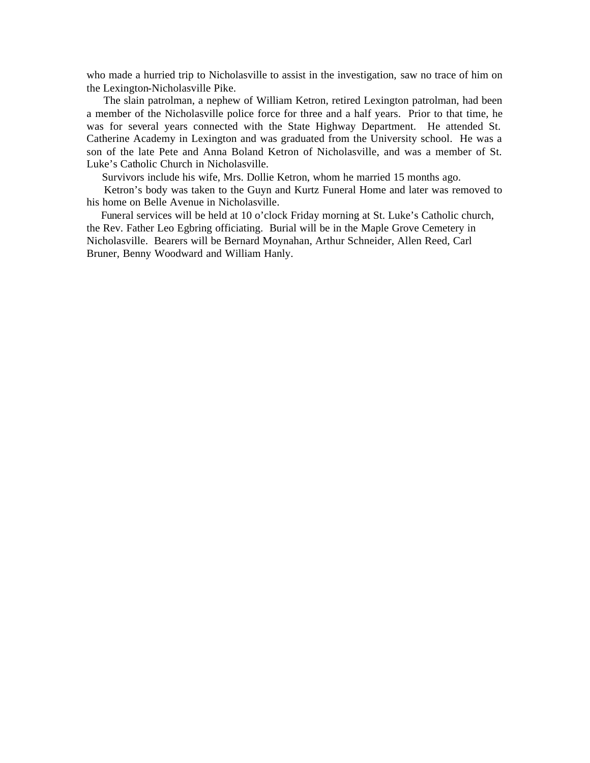who made a hurried trip to Nicholasville to assist in the investigation, saw no trace of him on the Lexington-Nicholasville Pike.

The slain patrolman, a nephew of William Ketron, retired Lexington patrolman, had been a member of the Nicholasville police force for three and a half years. Prior to that time, he was for several years connected with the State Highway Department. He attended St. Catherine Academy in Lexington and was graduated from the University school. He was a son of the late Pete and Anna Boland Ketron of Nicholasville, and was a member of St. Luke's Catholic Church in Nicholasville.

Survivors include his wife, Mrs. Dollie Ketron, whom he married 15 months ago.

Ketron's body was taken to the Guyn and Kurtz Funeral Home and later was removed to his home on Belle Avenue in Nicholasville.

Funeral services will be held at 10 o'clock Friday morning at St. Luke's Catholic church, the Rev. Father Leo Egbring officiating. Burial will be in the Maple Grove Cemetery in Nicholasville. Bearers will be Bernard Moynahan, Arthur Schneider, Allen Reed, Carl Bruner, Benny Woodward and William Hanly.